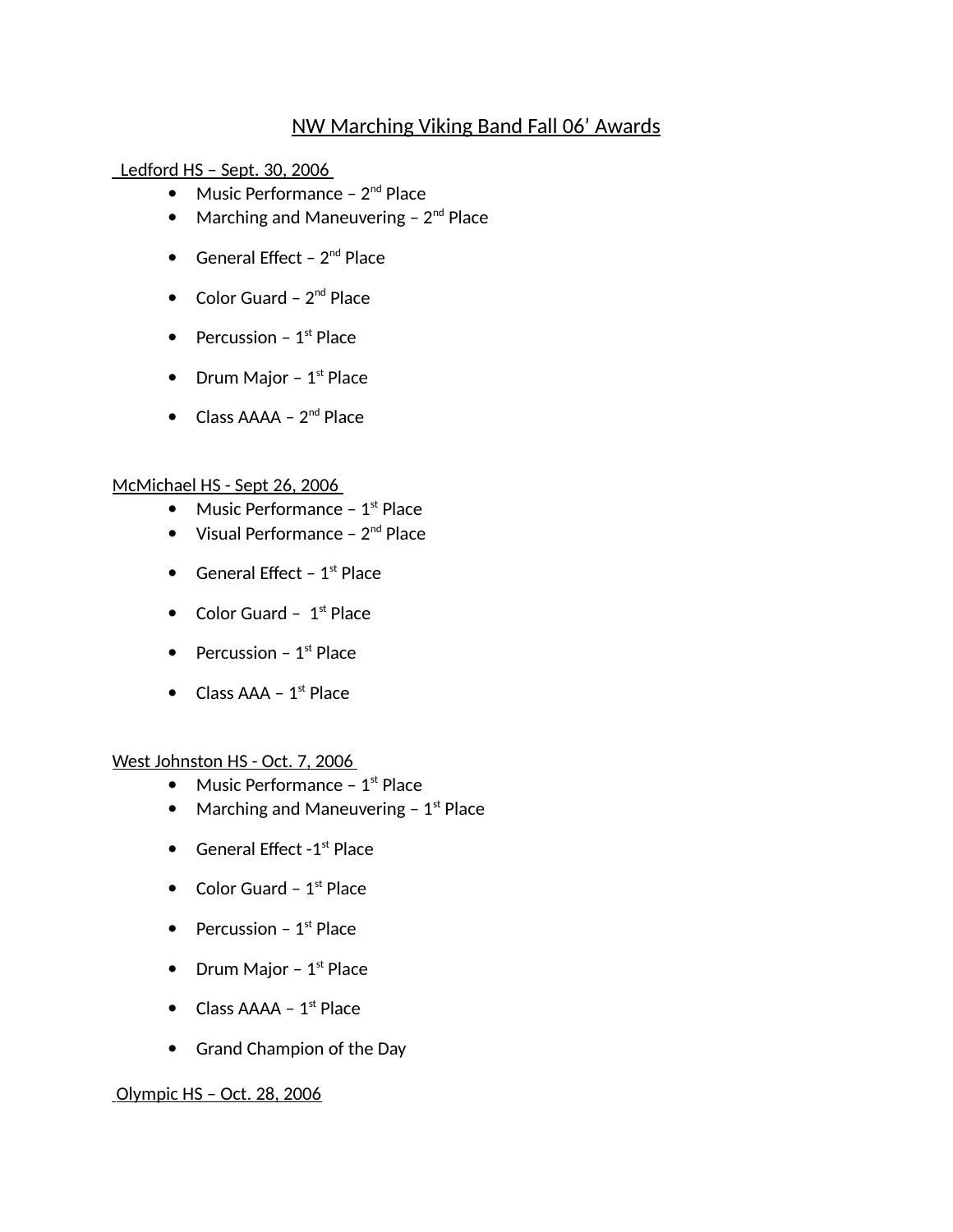# NW Marching Viking Band Fall 06' Awards

Ledford HS – Sept. 30, 2006

- Music Performance – 2nd Place
- Marching and Maneuvering – 2nd Place
- General Effect – 2nd Place
- Color Guard – 2nd Place
- Percussion – 1st Place
- Drum Major – 1st Place
- Class AAAA – 2nd Place

McMichael HS - Sept 26, 2006

- Music Performance – 1st Place
- Visual Performance – 2nd Place
- General Effect – 1st Place
- Color Guard – 1st Place
- Percussion – 1st Place
- Class AAA – 1st Place

West Johnston HS - Oct. 7, 2006

- Music Performance – 1st Place
- Marching and Maneuvering – 1st Place
- General Effect -1st Place
- Color Guard – 1st Place
- Percussion – 1st Place
- Drum Major – 1st Place
- Class AAAA – 1st Place
- Grand Champion of the Day

Olympic HS – Oct. 28, 2006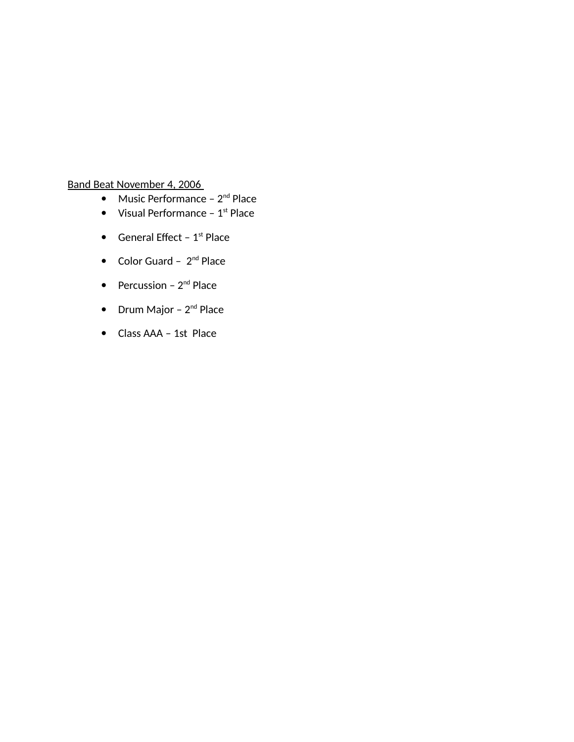<u>Band Beat November 4, 2006</u>

- Music Performance – 2nd Place
- Visual Performance – 1st Place
- General Effect – 1st Place
- Color Guard – 2nd Place
- Percussion – 2nd Place
- Drum Major – 2nd Place
- Class AAA – 1st Place